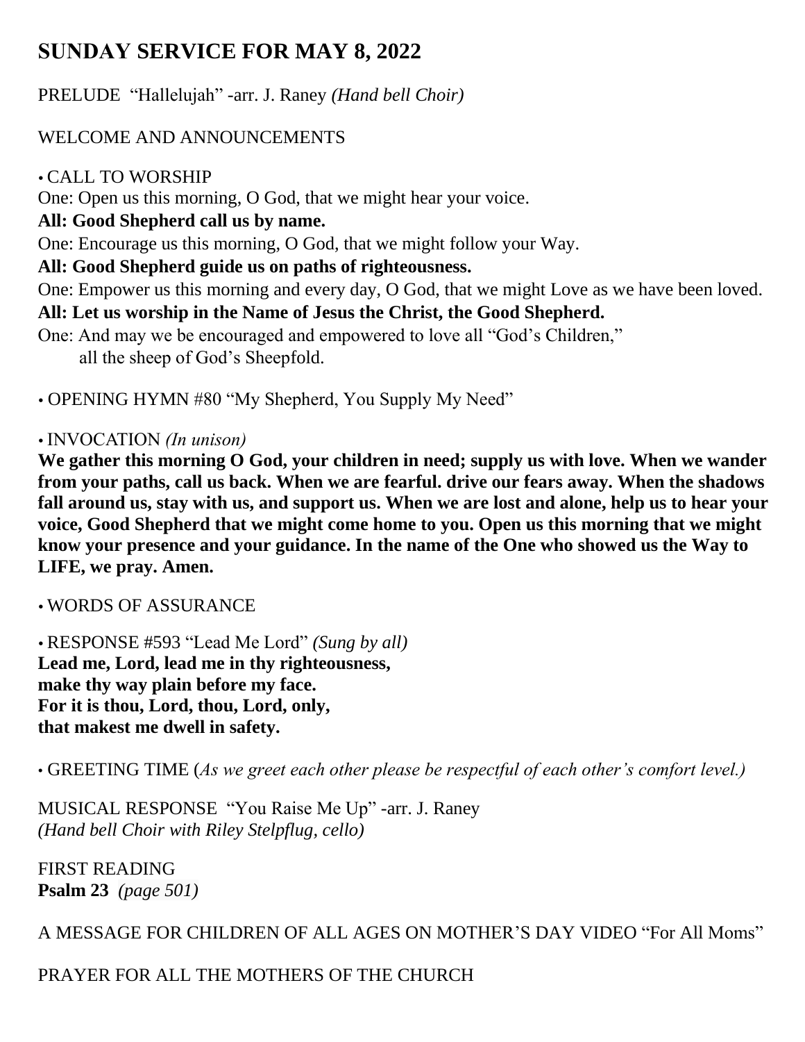# SUNDAY SERVICE FOR MAY 8, 2022

PRELUDE "Hallelujah" -arr. J. Raney *(Hand bell Choir)*

WELCOME AND ANNOUNCEMENTS

• CALL TO WORSHIP

One: Open us this morning, O God, that we might hear your voice.

**All: Good Shepherd call us by name.**

One: Encourage us this morning, O God, that we might follow your Way.

**All: Good Shepherd guide us on paths of righteousness.**

One: Empower us this morning and every day, O God, that we might Love as we have been loved.

**All: Let us worship in the Name of Jesus the Christ, the Good Shepherd.**

One: And may we be encouraged and empowered to love all "God's Children," all the sheep of God's Sheepfold.

• OPENING HYMN #80 "My Shepherd, You Supply My Need"

• INVOCATION *(In unison)*

**We gather this morning O God, your children in need; supply us with love. When we wander from your paths, call us back. When we are fearful. drive our fears away. When the shadows fall around us, stay with us, and support us. When we are lost and alone, help us to hear your voice, Good Shepherd that we might come home to you. Open us this morning that we might know your presence and your guidance. In the name of the One who showed us the Way to LIFE, we pray. Amen.**

• WORDS OF ASSURANCE

• RESPONSE #593 "Lead Me Lord" *(Sung by all)*

**Lead me, Lord, lead me in thy righteousness,**
**make thy way plain before my face.**
**For it is thou, Lord, thou, Lord, only,**
**that makest me dwell in safety.**

• GREETING TIME (*As we greet each other please be respectful of each other's comfort level.)*

MUSICAL RESPONSE "You Raise Me Up" -arr. J. Raney
*(Hand bell Choir with Riley Stelpflug, cello)*

FIRST READING
**Psalm 23** *(page 501)*

A MESSAGE FOR CHILDREN OF ALL AGES ON MOTHER'S DAY VIDEO "For All Moms"

PRAYER FOR ALL THE MOTHERS OF THE CHURCH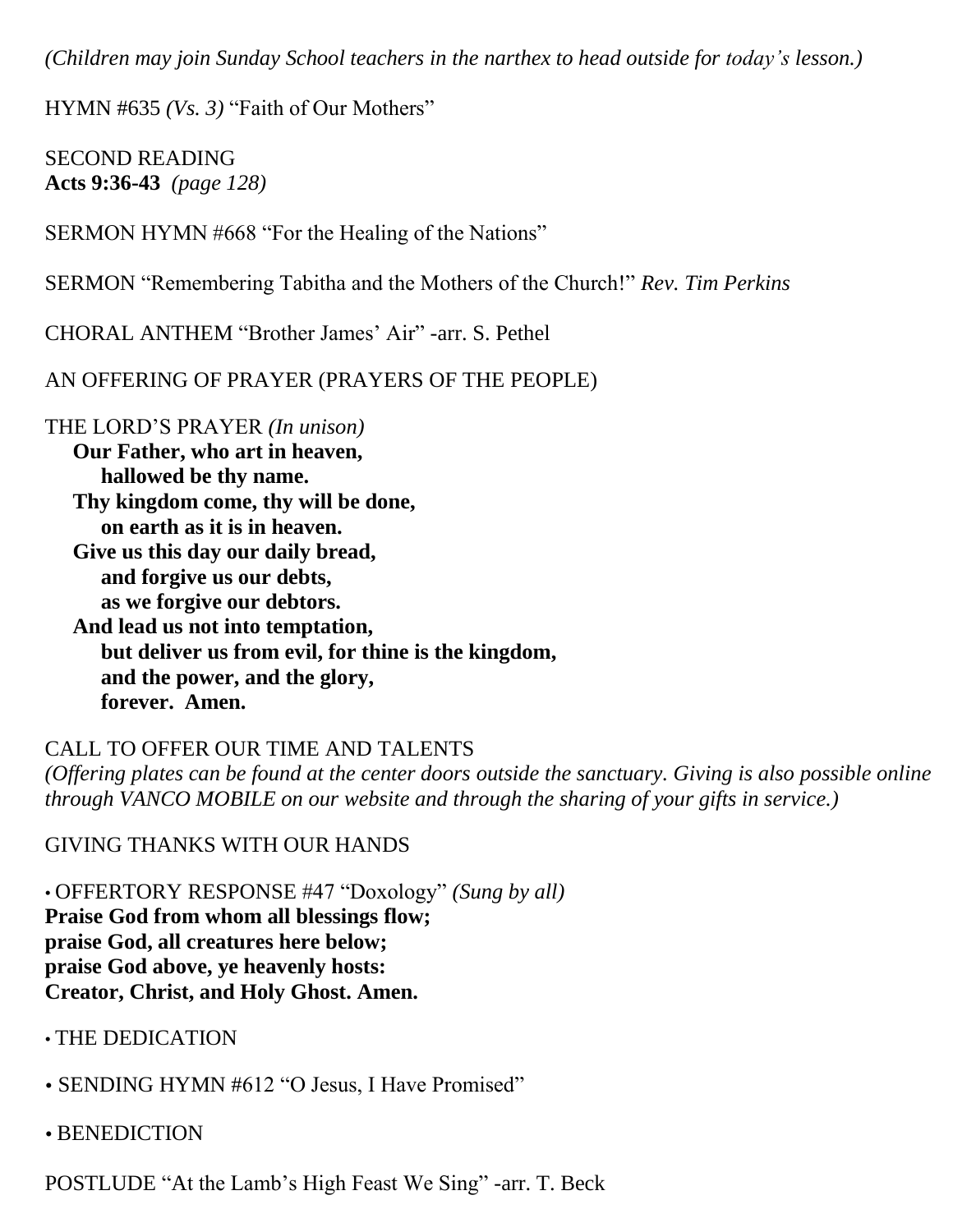*(Children may join Sunday School teachers in the narthex to head outside for today's lesson.)*

HYMN #635 *(Vs. 3)* "Faith of Our Mothers"

SECOND READING
**Acts 9:36-43** *(page 128)*

SERMON HYMN #668 "For the Healing of the Nations"

SERMON "Remembering Tabitha and the Mothers of the Church!" *Rev. Tim Perkins*

CHORAL ANTHEM "Brother James' Air" -arr. S. Pethel

AN OFFERING OF PRAYER (PRAYERS OF THE PEOPLE)

THE LORD'S PRAYER *(In unison)*

**Our Father, who art in heaven,**
**hallowed be thy name.**
**Thy kingdom come, thy will be done,**
**on earth as it is in heaven.**
**Give us this day our daily bread,**
**and forgive us our debts,**
**as we forgive our debtors.**
**And lead us not into temptation,**
**but deliver us from evil, for thine is the kingdom,**
**and the power, and the glory,**
**forever. Amen.**

CALL TO OFFER OUR TIME AND TALENTS
*(Offering plates can be found at the center doors outside the sanctuary. Giving is also possible online through VANCO MOBILE on our website and through the sharing of your gifts in service.)*

GIVING THANKS WITH OUR HANDS

• OFFERTORY RESPONSE #47 "Doxology" *(Sung by all)*
**Praise God from whom all blessings flow;**
**praise God, all creatures here below;**
**praise God above, ye heavenly hosts:**
**Creator, Christ, and Holy Ghost. Amen.**

• THE DEDICATION

• SENDING HYMN #612 "O Jesus, I Have Promised"

• BENEDICTION

POSTLUDE "At the Lamb's High Feast We Sing" -arr. T. Beck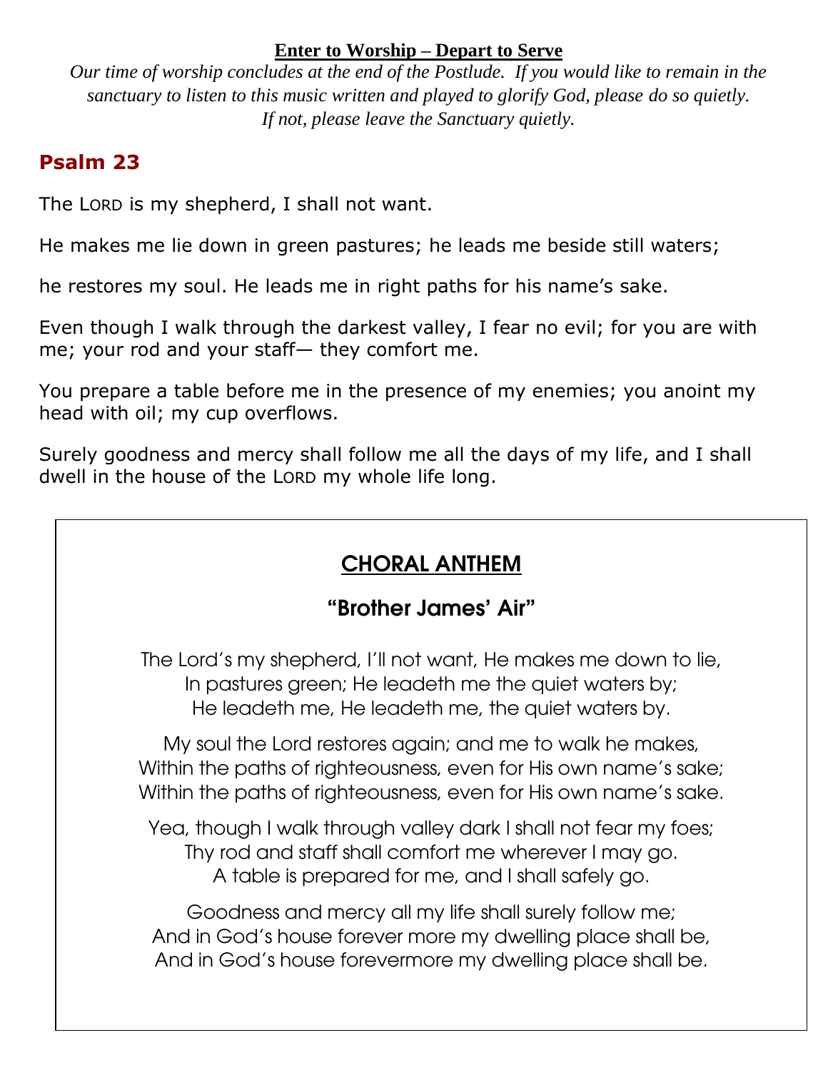**Enter to Worship – Depart to Serve**

*Our time of worship concludes at the end of the Postlude. If you would like to remain in the sanctuary to listen to this music written and played to glorify God, please do so quietly. If not, please leave the Sanctuary quietly.*

## Psalm 23

The LORD is my shepherd, I shall not want.

He makes me lie down in green pastures; he leads me beside still waters;

he restores my soul. He leads me in right paths for his name's sake.

Even though I walk through the darkest valley, I fear no evil; for you are with me; your rod and your staff— they comfort me.

You prepare a table before me in the presence of my enemies; you anoint my head with oil; my cup overflows.

Surely goodness and mercy shall follow me all the days of my life, and I shall dwell in the house of the LORD my whole life long.

## CHORAL ANTHEM

### "Brother James' Air"

The Lord's my shepherd, I'll not want, He makes me down to lie,
In pastures green; He leadeth me the quiet waters by;
He leadeth me, He leadeth me, the quiet waters by.

My soul the Lord restores again; and me to walk he makes,
Within the paths of righteousness, even for His own name's sake;
Within the paths of righteousness, even for His own name's sake.

Yea, though I walk through valley dark I shall not fear my foes;
Thy rod and staff shall comfort me wherever I may go.
A table is prepared for me, and I shall safely go.

Goodness and mercy all my life shall surely follow me;
And in God's house forever more my dwelling place shall be,
And in God's house forevermore my dwelling place shall be.